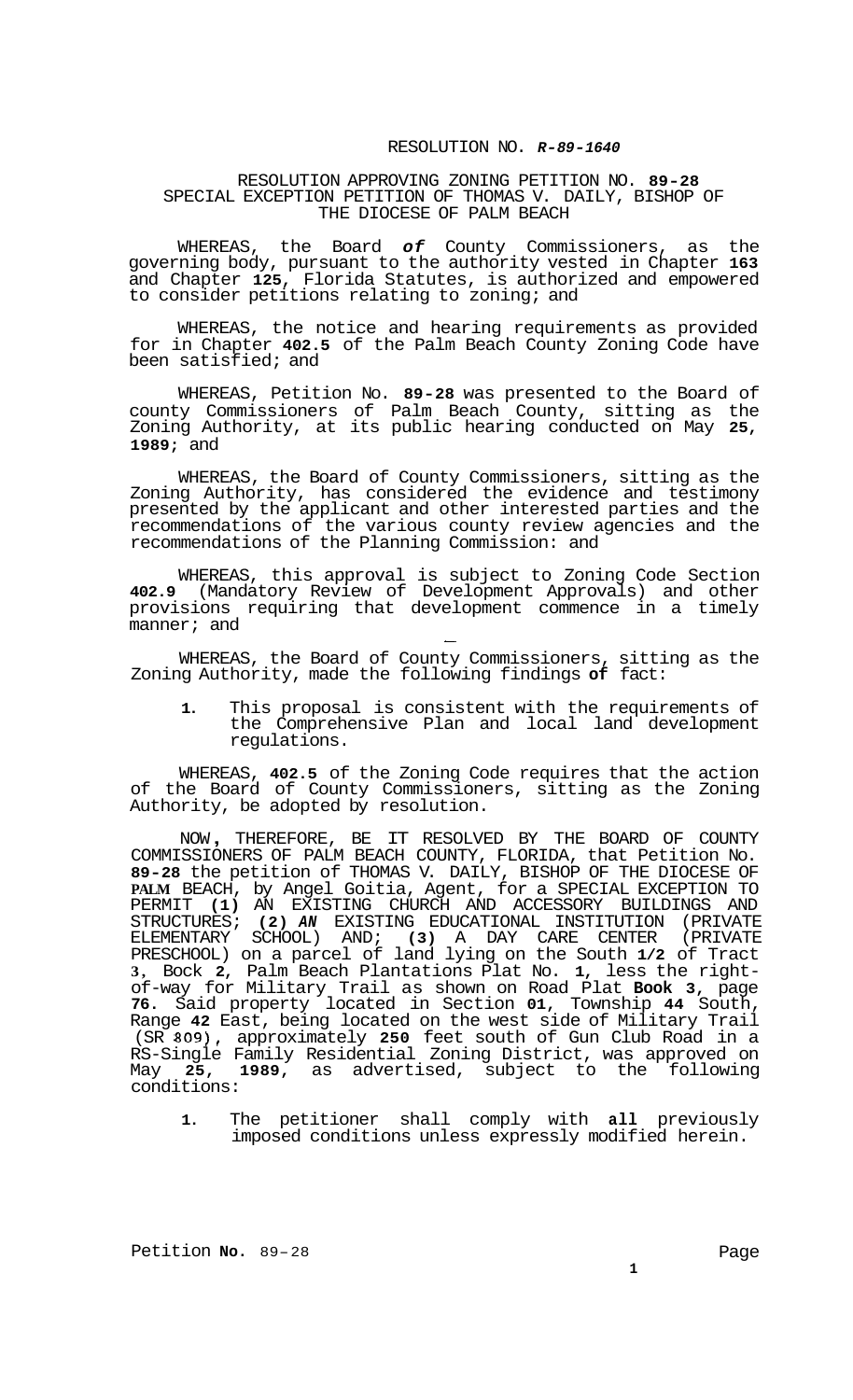RESOLUTION NO. ***R-89-1640***

RESOLUTION APPROVING ZONING PETITION NO. **89-28**
SPECIAL EXCEPTION PETITION OF THOMAS V. DAILY, BISHOP OF THE DIOCESE OF PALM BEACH

WHEREAS, the Board ***of*** County Commissioners, as the governing body, pursuant to the authority vested in Chapter **163** and Chapter **125**, Florida Statutes, is authorized and empowered to consider petitions relating to zoning; and

WHEREAS, the notice and hearing requirements as provided for in Chapter **402.5** of the Palm Beach County Zoning Code have been satisfied; and

WHEREAS, Petition No. **89-28** was presented to the Board of county Commissioners of Palm Beach County, sitting as the Zoning Authority, at its public hearing conducted on May **25, 1989;** and

WHEREAS, the Board of County Commissioners, sitting as the Zoning Authority, has considered the evidence and testimony presented by the applicant and other interested parties and the recommendations of the various county review agencies and the recommendations of the Planning Commission: and

WHEREAS, this approval is subject to Zoning Code Section **402.9** (Mandatory Review of Development Approvals) and other provisions requiring that development commence in a timely manner; and

WHEREAS, the Board of County Commissioners, sitting as the Zoning Authority, made the following findings **of** fact:

1. This proposal is consistent with the requirements of the Comprehensive Plan and local land development regulations.

WHEREAS, **402.5** of the Zoning Code requires that the action of the Board of County Commissioners, sitting as the Zoning Authority, be adopted by resolution.

NOW**,** THEREFORE, BE IT RESOLVED BY THE BOARD OF COUNTY COMMISSIONERS OF PALM BEACH COUNTY, FLORIDA, that Petition No. **89-28** the petition of THOMAS V. DAILY, BISHOP OF THE DIOCESE OF **PALM** BEACH, by Angel Goitia, Agent, for a SPECIAL EXCEPTION TO PERMIT **(1)** AN EXISTING CHURCH AND ACCESSORY BUILDINGS AND STRUCTURES; **(2)** ***AN*** EXISTING EDUCATIONAL INSTITUTION (PRIVATE ELEMENTARY SCHOOL) AND; **(3)** A DAY CARE CENTER (PRIVATE PRESCHOOL) on a parcel of land lying on the South **1/2** of Tract **3**, Bock **2**, Palm Beach Plantations Plat No. **1**, less the right-of-way for Military Trail as shown on Road Plat **Book 3**, page **76**. Said property located in Section **01**, Township **44** South, Range **42** East, being located on the west side of Military Trail (SR **809**)**,** approximately **250** feet south of Gun Club Road in a RS-Single Family Residential Zoning District, was approved on May **25, 1989**, as advertised, subject to the following conditions:

1. The petitioner shall comply with **all** previously imposed conditions unless expressly modified herein.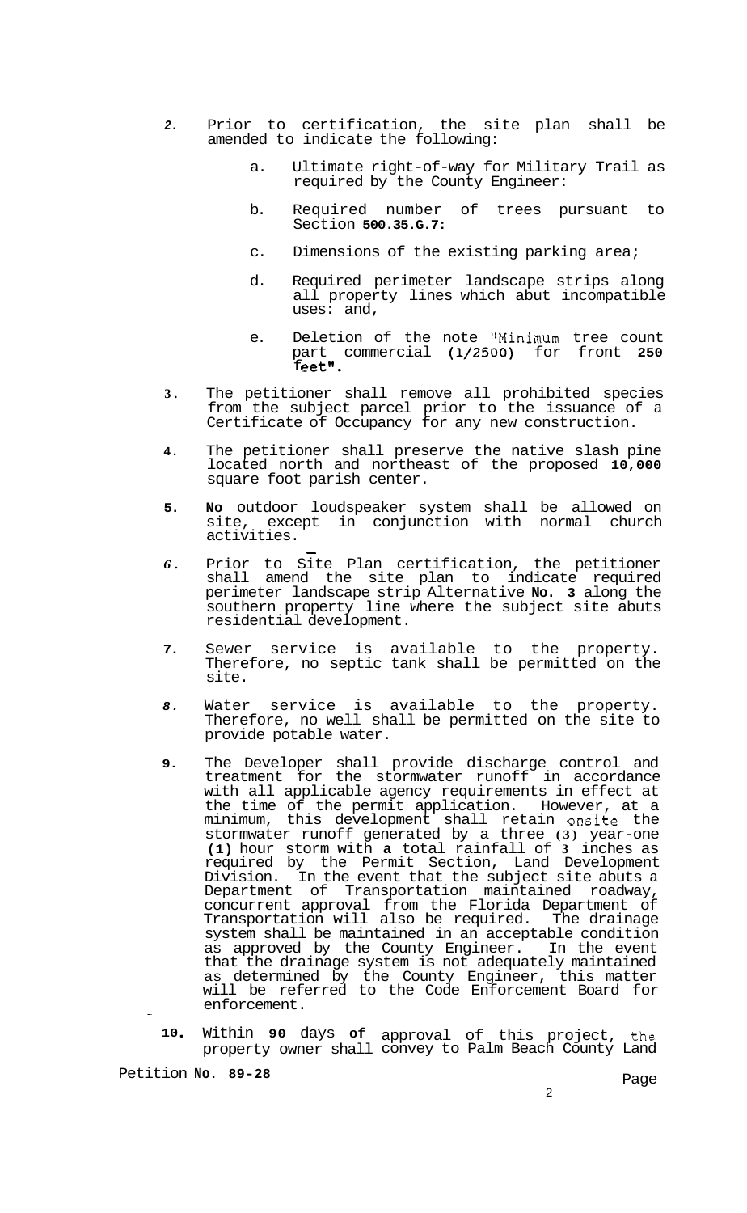2. Prior to certification, the site plan shall be amended to indicate the following:

   a. Ultimate right-of-way for Military Trail as required by the County Engineer:

   b. Required number of trees pursuant to Section **500.35.G.7**:

   c. Dimensions of the existing parking area;

   d. Required perimeter landscape strips along all property lines which abut incompatible uses: and,

   e. Deletion of the note "Minimum tree count part commercial (1/2500) for front **250** feet".

3. The petitioner shall remove all prohibited species from the subject parcel prior to the issuance of a Certificate of Occupancy for any new construction.

4. The petitioner shall preserve the native slash pine located north and northeast of the proposed **10,000** square foot parish center.

5. **No** outdoor loudspeaker system shall be allowed on site, except in conjunction with normal church activities.

6. Prior to Site Plan certification, the petitioner shall amend the site plan to indicate required perimeter landscape strip Alternative **No. 3** along the southern property line where the subject site abuts residential development.

7. Sewer service is available to the property. Therefore, no septic tank shall be permitted on the site.

8. Water service is available to the property. Therefore, no well shall be permitted on the site to provide potable water.

9. The Developer shall provide discharge control and treatment for the stormwater runoff in accordance with all applicable agency requirements in effect at the time of the permit application. However, at a minimum, this development shall retain onsite the stormwater runoff generated by a three (3) year-one **(1)** hour storm with **a** total rainfall of 3 inches as required by the Permit Section, Land Development Division. In the event that the subject site abuts a Department of Transportation maintained roadway, concurrent approval from the Florida Department of Transportation will also be required. The drainage system shall be maintained in an acceptable condition as approved by the County Engineer. In the event that the drainage system is not adequately maintained as determined by the County Engineer, this matter will be referred to the Code Enforcement Board for enforcement.

10. Within **90** days **of** approval of this project, the property owner shall convey to Palm Beach County Land

Petition **No. 89-28**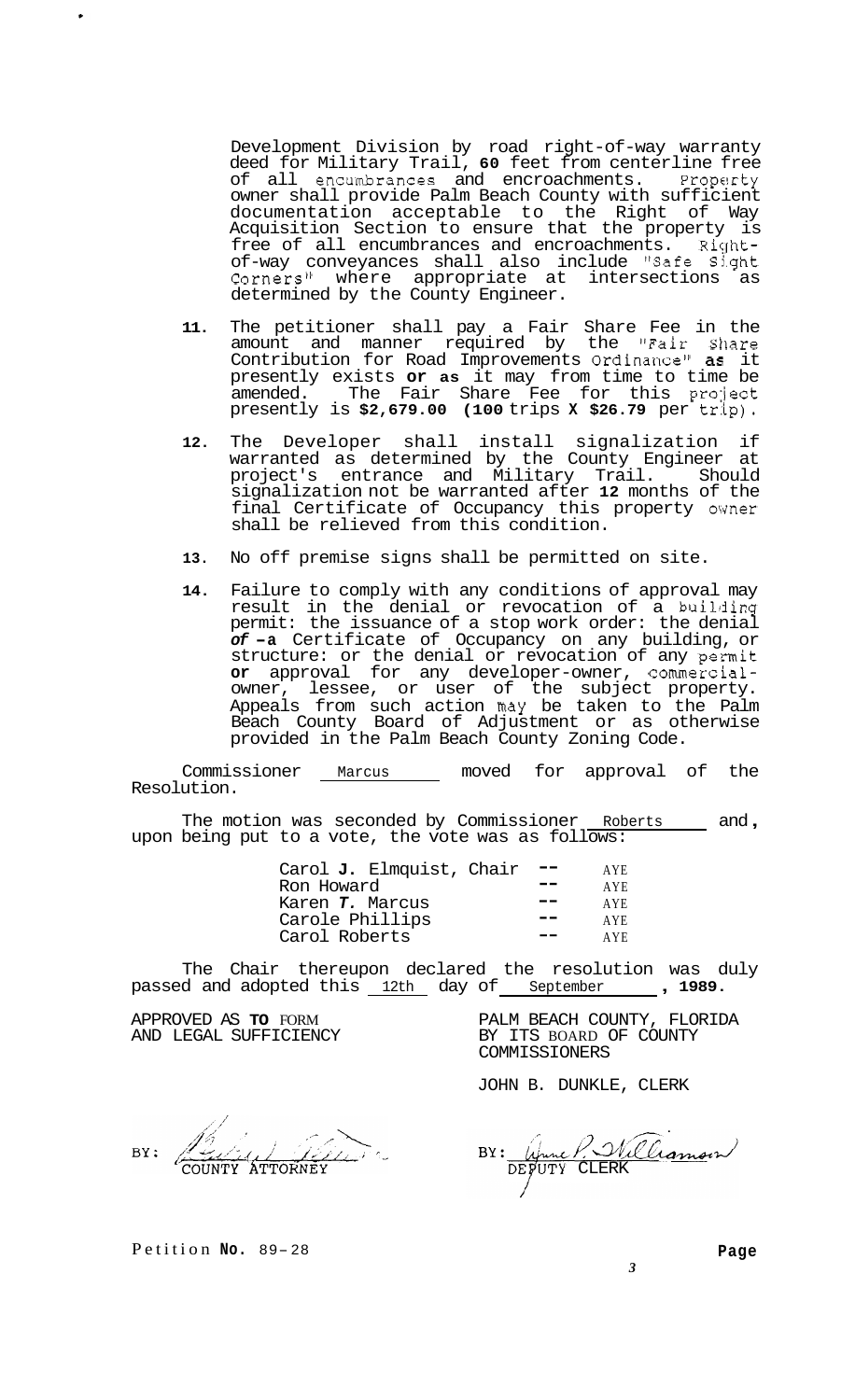Development Division by road right-of-way warranty deed for Military Trail, **60** feet from centerline free of all encumbrances and encroachments. Property owner shall provide Palm Beach County with sufficient documentation acceptable to the Right of Way Acquisition Section to ensure that the property is free of all encumbrances and encroachments. Right-of-way conveyances shall also include "Safe Sight Corners" where appropriate at intersections as determined by the County Engineer.

**11.** The petitioner shall pay a Fair Share Fee in the amount and manner required by the "Fair Share Contribution for Road Improvements Ordinance" **as** it presently exists **or as** it may from time to time be amended. The Fair Share Fee for this project presently is **$2,679.00 (100** trips **X $26.79** per trip).

**12.** The Developer shall install signalization if warranted as determined by the County Engineer at project's entrance and Military Trail. Should signalization not be warranted after **12** months of the final Certificate of Occupancy this property owner shall be relieved from this condition.

**13.** No off premise signs shall be permitted on site.

**14.** Failure to comply with any conditions of approval may result in the denial or revocation of a building permit: the issuance of a stop work order: the denial *of* **-a** Certificate of Occupancy on any building, or structure: or the denial or revocation of any permit **or** approval for any developer-owner, commercial-owner, lessee, or user of the subject property. Appeals from such action may be taken to the Palm Beach County Board of Adjustment or as otherwise provided in the Palm Beach County Zoning Code.

Commissioner Marcus moved for approval of the Resolution.

The motion was seconded by Commissioner Roberts and, upon being put to a vote, the vote was as follows:

| | | |
|---|---|---|
| Carol **J.** Elmquist, Chair | -- | AYE |
| Ron Howard | -- | AYE |
| Karen *T.* Marcus | -- | AYE |
| Carole Phillips | -- | AYE |
| Carol Roberts | -- | AYE |

The Chair thereupon declared the resolution was duly passed and adopted this 12th day of September, **1989**.

APPROVED AS **TO** FORM AND LEGAL SUFFICIENCY

BY: COUNTY ATTORNEY

PALM BEACH COUNTY, FLORIDA BY ITS BOARD OF COUNTY COMMISSIONERS

JOHN B. DUNKLE, CLERK

BY: DEPUTY CLERK

Petition **No.** 89-28